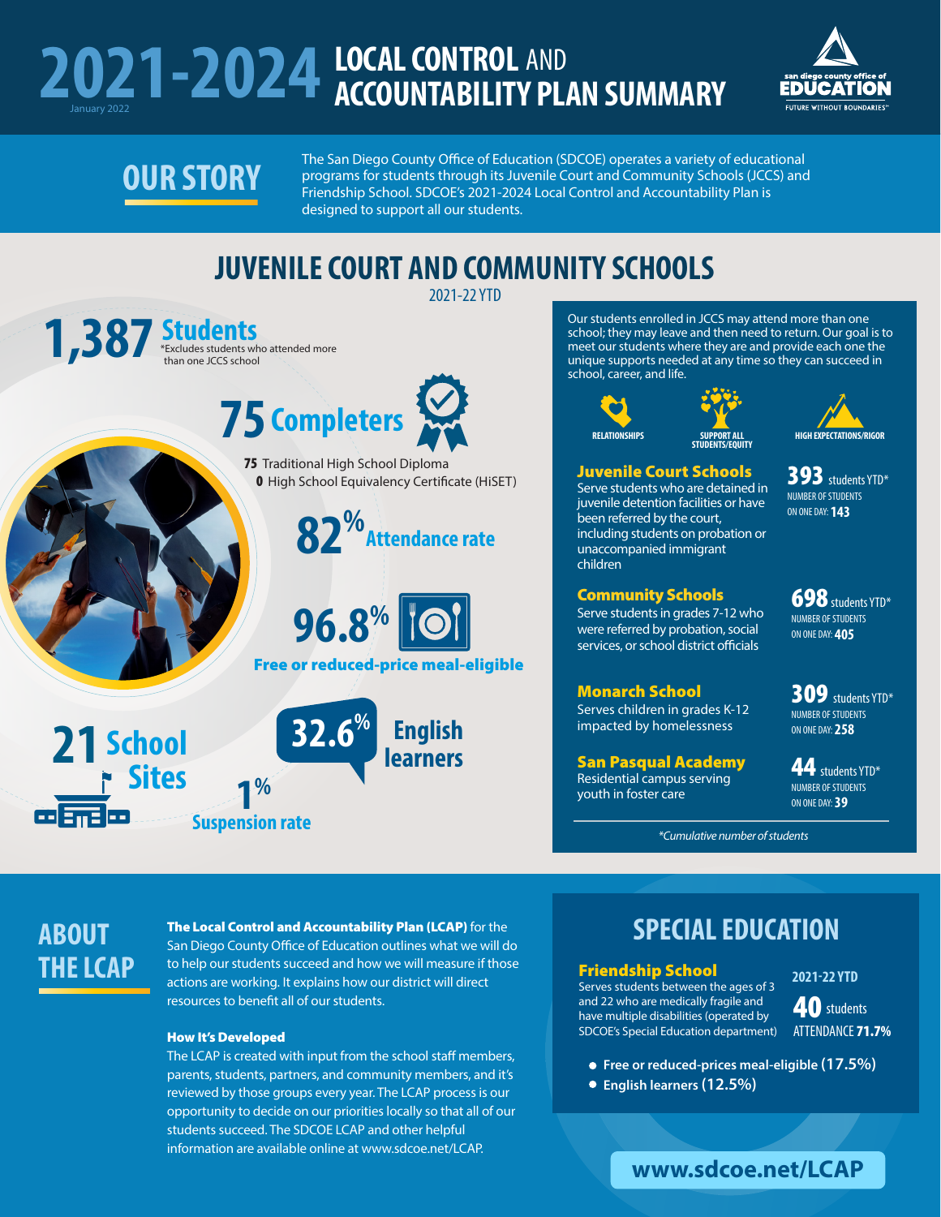# 2021-2024 LOCAL CONTROL AND ACCOUNTABILITY PLAN SUMMARY

January 2022

san diego county office of EDUCATION — FUTURE WITHOUT BOUNDARIES

## OUR STORY

The San Diego County Office of Education (SDCOE) operates a variety of educational programs for students through its Juvenile Court and Community Schools (JCCS) and Friendship School. SDCOE's 2021-2024 Local Control and Accountability Plan is designed to support all our students.

## JUVENILE COURT AND COMMUNITY SCHOOLS

2021-22 YTD

**1,387 Students**
*Excludes students who attended more than one JCCS school

**75 Completers**
- **75** Traditional High School Diploma
- **0** High School Equivalency Certificate (HiSET)

**82% Attendance rate**

**96.8% Free or reduced-price meal-eligible**

**32.6% English learners**

**21 School Sites**

**1% Suspension rate**

Our students enrolled in JCCS may attend more than one school; they may leave and then need to return. Our goal is to meet our students where they are and provide each one the unique supports needed at any time so they can succeed in school, career, and life.

RELATIONSHIPS — SUPPORT ALL STUDENTS/EQUITY — HIGH EXPECTATIONS/RIGOR

### Juvenile Court Schools
Serve students who are detained in juvenile detention facilities or have been referred by the court, including students on probation or unaccompanied immigrant children

**393** students YTD*
NUMBER OF STUDENTS ON ONE DAY: **143**

### Community Schools
Serve students in grades 7-12 who were referred by probation, social services, or school district officials

**698** students YTD*
NUMBER OF STUDENTS ON ONE DAY: **405**

### Monarch School
Serves children in grades K-12 impacted by homelessness

**309** students YTD*
NUMBER OF STUDENTS ON ONE DAY: **258**

### San Pasqual Academy
Residential campus serving youth in foster care

**44** students YTD*
NUMBER OF STUDENTS ON ONE DAY: **39**

*Cumulative number of students*

## ABOUT THE LCAP

**The Local Control and Accountability Plan (LCAP)** for the San Diego County Office of Education outlines what we will do to help our students succeed and how we will measure if those actions are working. It explains how our district will direct resources to benefit all of our students.

**How It's Developed**

The LCAP is created with input from the school staff members, parents, students, partners, and community members, and it's reviewed by those groups every year. The LCAP process is our opportunity to decide on our priorities locally so that all of our students succeed. The SDCOE LCAP and other helpful information are available online at www.sdcoe.net/LCAP.

## SPECIAL EDUCATION

### Friendship School
Serves students between the ages of 3 and 22 who are medically fragile and have multiple disabilities (operated by SDCOE's Special Education department)

**2021-22 YTD**
**40** students
ATTENDANCE **71.7%**

- Free or reduced-prices meal-eligible (17.5%)
- English learners (12.5%)

**www.sdcoe.net/LCAP**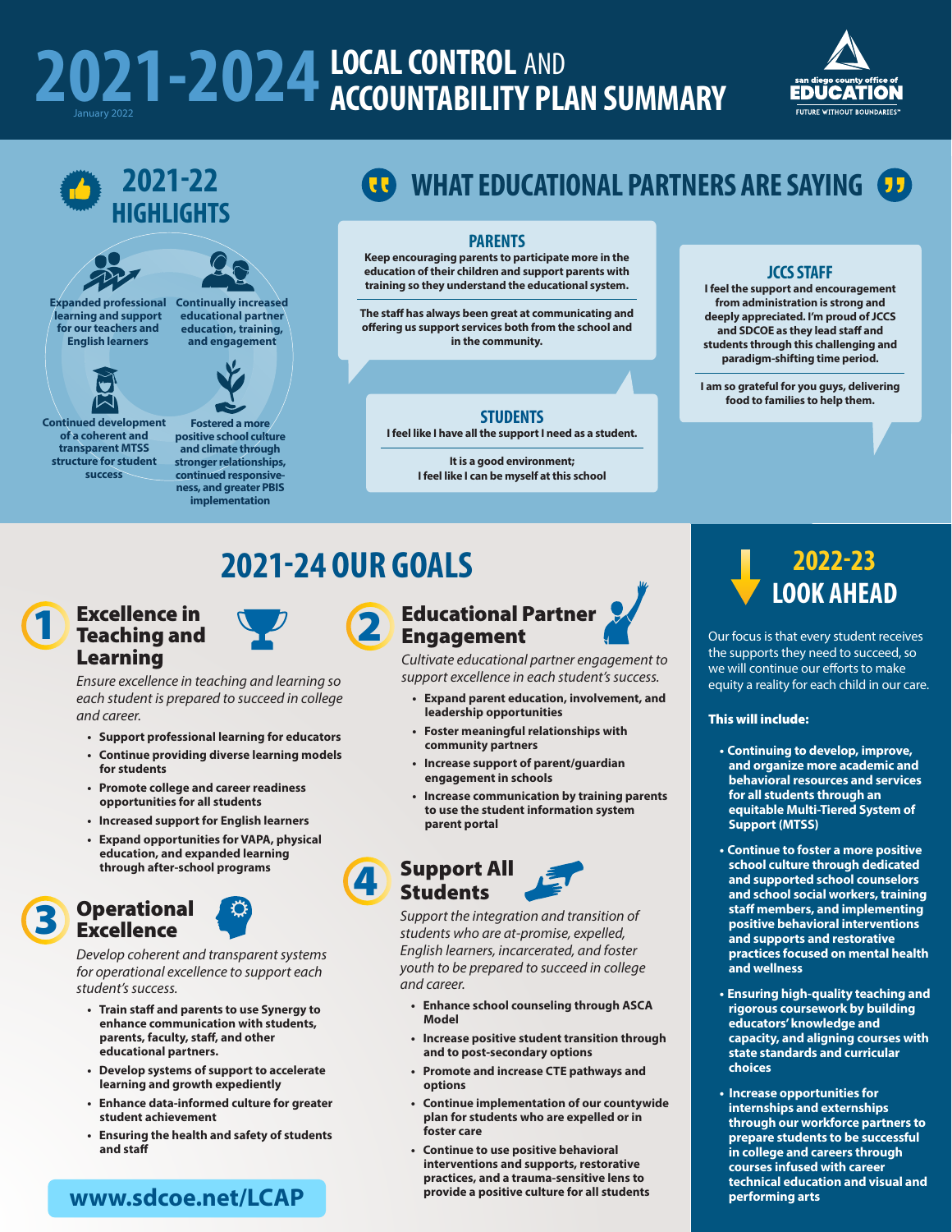# 2021-2024 LOCAL CONTROL AND ACCOUNTABILITY PLAN SUMMARY

January 2022

san diego county office of EDUCATION
FUTURE WITHOUT BOUNDARIES

## 2021-22 HIGHLIGHTS

- Expanded professional learning and support for our teachers and English learners
- Continually increased educational partner education, training, and engagement
- Continued development of a coherent and transparent MTSS structure for student success
- Fostered a more positive school culture and climate through stronger relationships, continued responsiveness, and greater PBIS implementation

## WHAT EDUCATIONAL PARTNERS ARE SAYING

### PARENTS

**Keep encouraging parents to participate more in the education of their children and support parents with training so they understand the educational system.**

**The staff has always been great at communicating and offering us support services both from the school and in the community.**

### STUDENTS

**I feel like I have all the support I need as a student.**

**It is a good environment; I feel like I can be myself at this school**

### JCCS STAFF

**I feel the support and encouragement from administration is strong and deeply appreciated. I'm proud of JCCS and SDCOE as they lead staff and students through this challenging and paradigm-shifting time period.**

**I am so grateful for you guys, delivering food to families to help them.**

## 2021-24 OUR GOALS

### 1 Excellence in Teaching and Learning

*Ensure excellence in teaching and learning so each student is prepared to succeed in college and career.*

- **Support professional learning for educators**
- **Continue providing diverse learning models for students**
- **Promote college and career readiness opportunities for all students**
- **Increased support for English learners**
- **Expand opportunities for VAPA, physical education, and expanded learning through after-school programs**

### 2 Educational Partner Engagement

*Cultivate educational partner engagement to support excellence in each student's success.*

- **Expand parent education, involvement, and leadership opportunities**
- **Foster meaningful relationships with community partners**
- **Increase support of parent/guardian engagement in schools**
- **Increase communication by training parents to use the student information system parent portal**

### 3 Operational Excellence

*Develop coherent and transparent systems for operational excellence to support each student's success.*

- **Train staff and parents to use Synergy to enhance communication with students, parents, faculty, staff, and other educational partners.**
- **Develop systems of support to accelerate learning and growth expediently**
- **Enhance data-informed culture for greater student achievement**
- **Ensuring the health and safety of students and staff**

### 4 Support All Students

*Support the integration and transition of students who are at-promise, expelled, English learners, incarcerated, and foster youth to be prepared to succeed in college and career.*

- **Enhance school counseling through ASCA Model**
- **Increase positive student transition through and to post-secondary options**
- **Promote and increase CTE pathways and options**
- **Continue implementation of our countywide plan for students who are expelled or in foster care**
- **Continue to use positive behavioral interventions and supports, restorative practices, and a trauma-sensitive lens to provide a positive culture for all students**

**www.sdcoe.net/LCAP**

## 2022-23 LOOK AHEAD

Our focus is that every student receives the supports they need to succeed, so we will continue our efforts to make equity a reality for each child in our care.

**This will include:**

- **Continuing to develop, improve, and organize more academic and behavioral resources and services for all students through an equitable Multi-Tiered System of Support (MTSS)**
- **Continue to foster a more positive school culture through dedicated and supported school counselors and school social workers, training staff members, and implementing positive behavioral interventions and supports and restorative practices focused on mental health and wellness**
- **Ensuring high-quality teaching and rigorous coursework by building educators' knowledge and capacity, and aligning courses with state standards and curricular choices**
- **Increase opportunities for internships and externships through our workforce partners to prepare students to be successful in college and careers through courses infused with career technical education and visual and performing arts**